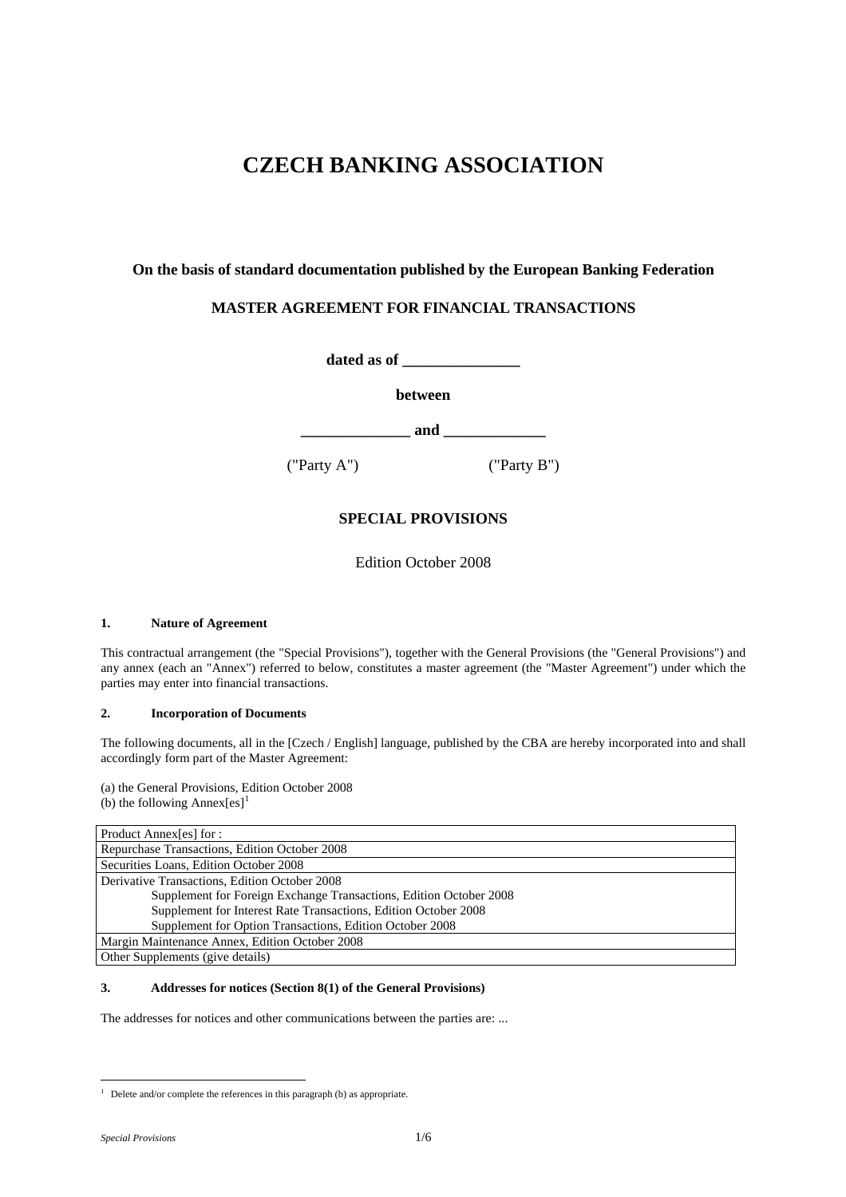# CZECH BANKING ASSOCIATION

**On the basis of standard documentation published by the European Banking Federation**

**MASTER AGREEMENT FOR FINANCIAL TRANSACTIONS**

**dated as of _______________**

**between**

**______________ and _____________**

("Party A") ("Party B")

## SPECIAL PROVISIONS

Edition October 2008

### 1. Nature of Agreement

This contractual arrangement (the "Special Provisions"), together with the General Provisions (the "General Provisions") and any annex (each an "Annex") referred to below, constitutes a master agreement (the "Master Agreement") under which the parties may enter into financial transactions.

### 2. Incorporation of Documents

The following documents, all in the [Czech / English] language, published by the CBA are hereby incorporated into and shall accordingly form part of the Master Agreement:

(a) the General Provisions, Edition October 2008
(b) the following Annex[es][1]

| Product Annex[es] for : |
|---|
| Repurchase Transactions, Edition October 2008 |
| Securities Loans, Edition October 2008 |
| Derivative Transactions, Edition October 2008<br>Supplement for Foreign Exchange Transactions, Edition October 2008<br>Supplement for Interest Rate Transactions, Edition October 2008<br>Supplement for Option Transactions, Edition October 2008 |
| Margin Maintenance Annex, Edition October 2008 |
| Other Supplements (give details) |

### 3. Addresses for notices (Section 8(1) of the General Provisions)

The addresses for notices and other communications between the parties are: ...

[1] Delete and/or complete the references in this paragraph (b) as appropriate.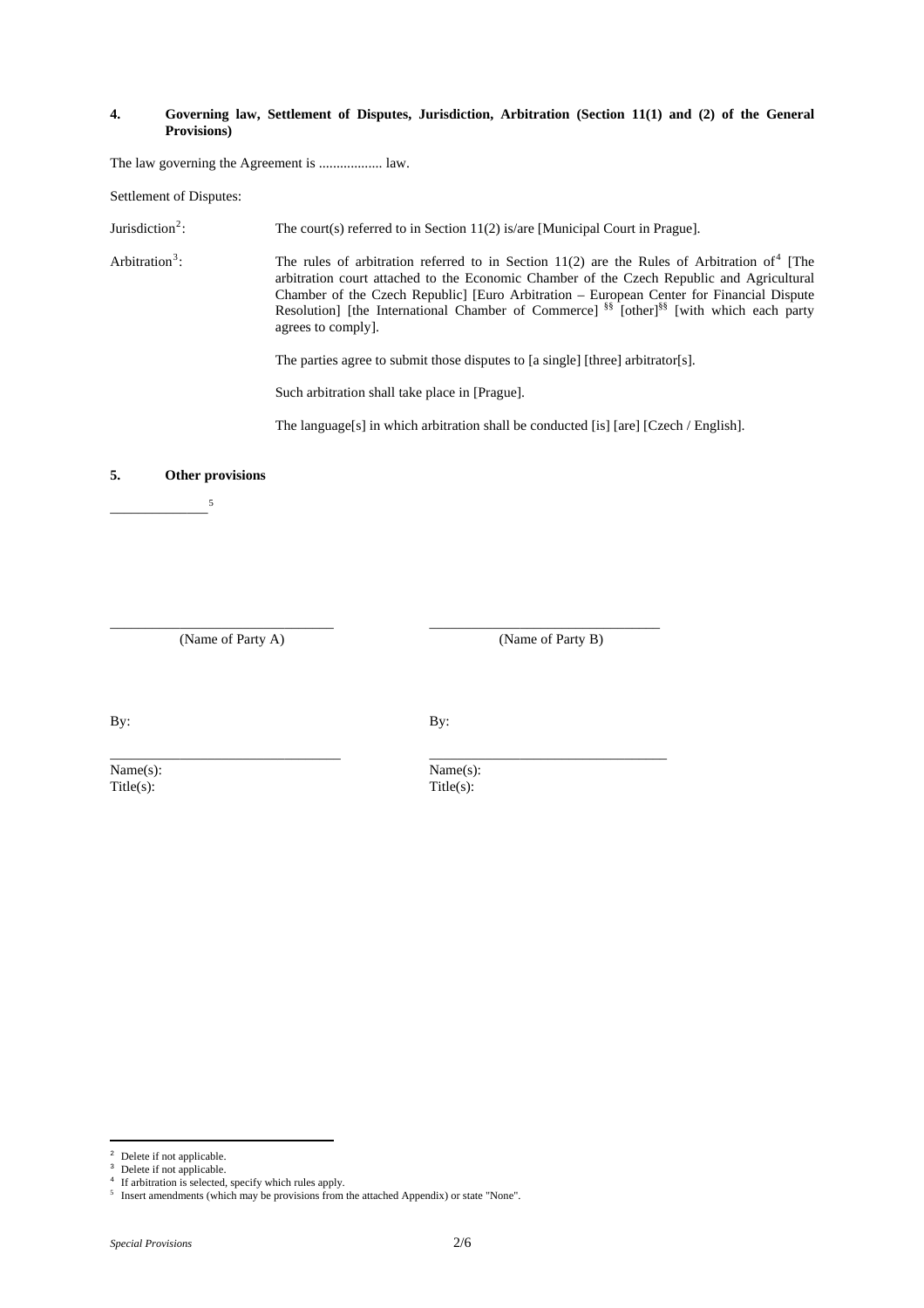**4. Governing law, Settlement of Disputes, Jurisdiction, Arbitration (Section 11(1) and (2) of the General Provisions)**

The law governing the Agreement is .................. law.

Settlement of Disputes:

Jurisdiction[2]: The court(s) referred to in Section 11(2) is/are [Municipal Court in Prague].

Arbitration[3]: The rules of arbitration referred to in Section 11(2) are the Rules of Arbitration of[4] [The arbitration court attached to the Economic Chamber of the Czech Republic and Agricultural Chamber of the Czech Republic] [Euro Arbitration – European Center for Financial Dispute Resolution] [the International Chamber of Commerce] [§§] [other][§§] [with which each party agrees to comply].

The parties agree to submit those disputes to [a single] [three] arbitrator[s].

Such arbitration shall take place in [Prague].

The language[s] in which arbitration shall be conducted [is] [are] [Czech / English].

**5. Other provisions**

______________[5]

| ______________________________ | ______________________________ |
|---|---|
| (Name of Party A) | (Name of Party B) |
| By: | By: |
| ______________________________ | ______________________________ |
| Name(s): | Name(s): |
| Title(s): | Title(s): |

---

[2] Delete if not applicable.
[3] Delete if not applicable.
[4] If arbitration is selected, specify which rules apply.
[5] Insert amendments (which may be provisions from the attached Appendix) or state "None".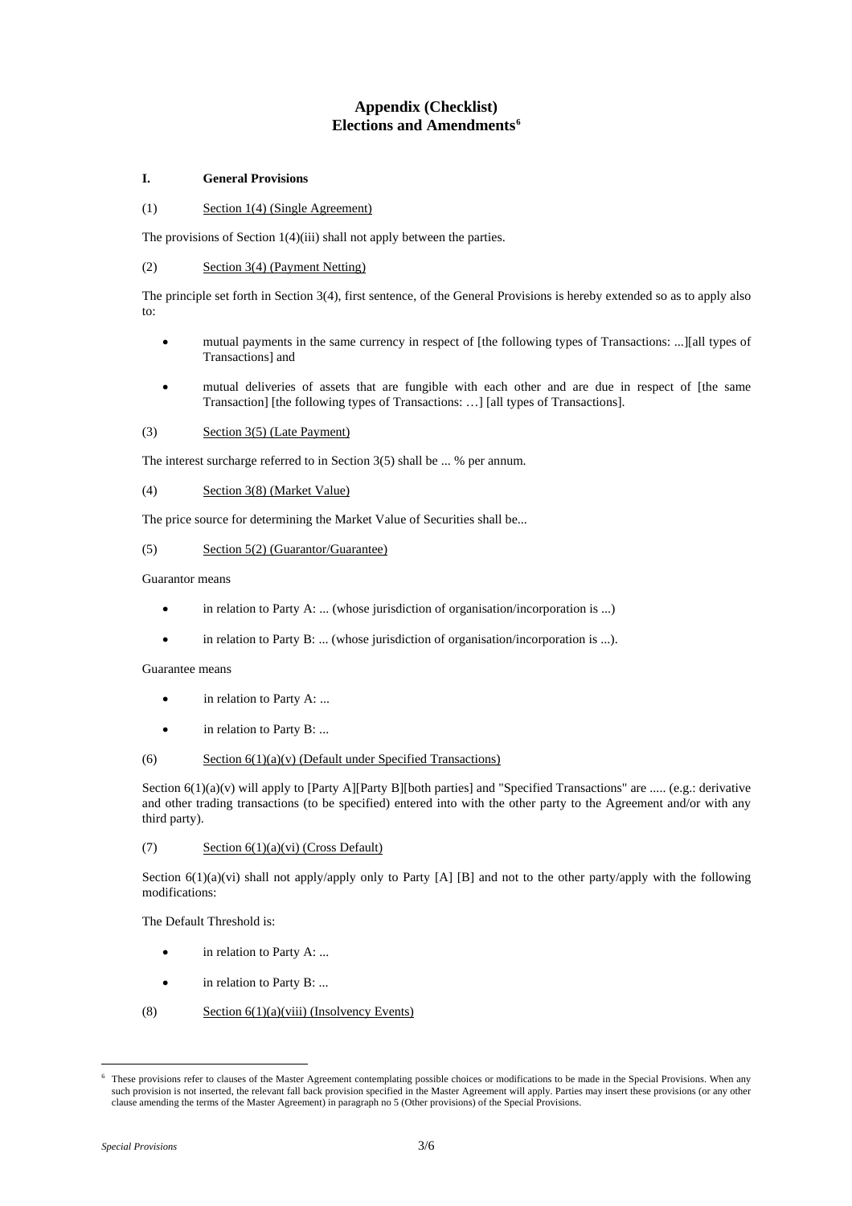## Appendix (Checklist) Elections and Amendments[6]

### I. General Provisions

(1) Section 1(4) (Single Agreement)

The provisions of Section 1(4)(iii) shall not apply between the parties.

(2) Section 3(4) (Payment Netting)

The principle set forth in Section 3(4), first sentence, of the General Provisions is hereby extended so as to apply also to:

- mutual payments in the same currency in respect of [the following types of Transactions: ...][all types of Transactions] and
- mutual deliveries of assets that are fungible with each other and are due in respect of [the same Transaction] [the following types of Transactions: …] [all types of Transactions].

(3) Section 3(5) (Late Payment)

The interest surcharge referred to in Section 3(5) shall be ... % per annum.

(4) Section 3(8) (Market Value)

The price source for determining the Market Value of Securities shall be...

(5) Section 5(2) (Guarantor/Guarantee)

Guarantor means

- in relation to Party A: ... (whose jurisdiction of organisation/incorporation is ...)
- in relation to Party B: ... (whose jurisdiction of organisation/incorporation is ...).

Guarantee means

- in relation to Party A: ...
- in relation to Party B: ...

(6) Section 6(1)(a)(v) (Default under Specified Transactions)

Section 6(1)(a)(v) will apply to [Party A][Party B][both parties] and "Specified Transactions" are ..... (e.g.: derivative and other trading transactions (to be specified) entered into with the other party to the Agreement and/or with any third party).

(7) Section 6(1)(a)(vi) (Cross Default)

Section 6(1)(a)(vi) shall not apply/apply only to Party [A] [B] and not to the other party/apply with the following modifications:

The Default Threshold is:

- in relation to Party A: ...
- in relation to Party B: ...

(8) Section 6(1)(a)(viii) (Insolvency Events)

---

[6] These provisions refer to clauses of the Master Agreement contemplating possible choices or modifications to be made in the Special Provisions. When any such provision is not inserted, the relevant fall back provision specified in the Master Agreement will apply. Parties may insert these provisions (or any other clause amending the terms of the Master Agreement) in paragraph no 5 (Other provisions) of the Special Provisions.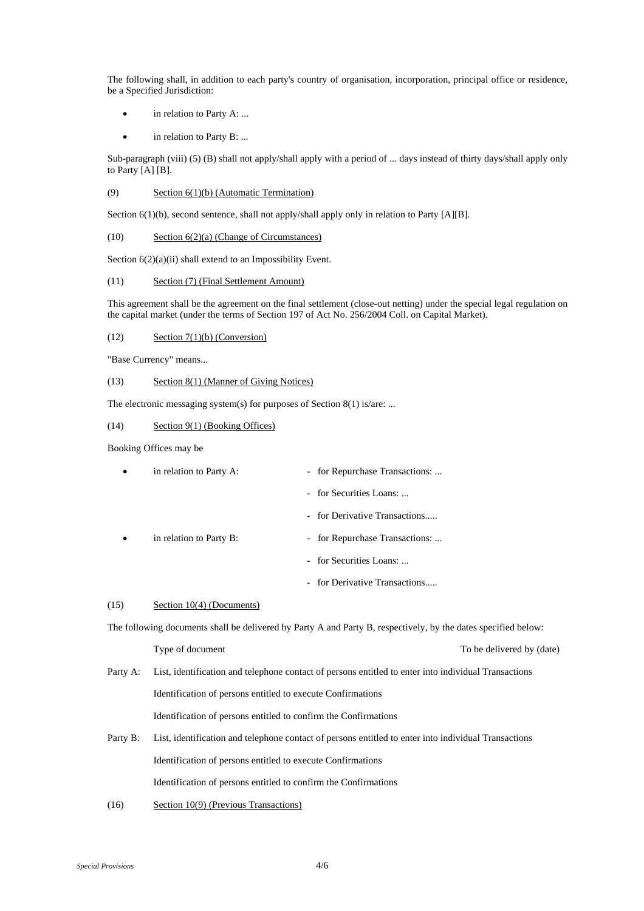The following shall, in addition to each party's country of organisation, incorporation, principal office or residence, be a Specified Jurisdiction:

- in relation to Party A: ...
- in relation to Party B: ...

Sub-paragraph (viii) (5) (B) shall not apply/shall apply with a period of ... days instead of thirty days/shall apply only to Party [A] [B].

(9) Section 6(1)(b) (Automatic Termination)

Section 6(1)(b), second sentence, shall not apply/shall apply only in relation to Party [A][B].

(10) Section 6(2)(a) (Change of Circumstances)

Section 6(2)(a)(ii) shall extend to an Impossibility Event.

(11) Section (7) (Final Settlement Amount)

This agreement shall be the agreement on the final settlement (close-out netting) under the special legal regulation on the capital market (under the terms of Section 197 of Act No. 256/2004 Coll. on Capital Market).

(12) Section 7(1)(b) (Conversion)

"Base Currency" means...

(13) Section 8(1) (Manner of Giving Notices)

The electronic messaging system(s) for purposes of Section 8(1) is/are: ...

(14) Section 9(1) (Booking Offices)

Booking Offices may be

- in relation to Party A:
  - for Repurchase Transactions: ...
  - for Securities Loans: ...
  - for Derivative Transactions.....
- in relation to Party B:
  - for Repurchase Transactions: ...
  - for Securities Loans: ...
  - for Derivative Transactions.....

(15) Section 10(4) (Documents)

The following documents shall be delivered by Party A and Party B, respectively, by the dates specified below:

| | Type of document | To be delivered by (date) |
|---|---|---|
| Party A: | List, identification and telephone contact of persons entitled to enter into individual Transactions | |
| | Identification of persons entitled to execute Confirmations | |
| | Identification of persons entitled to confirm the Confirmations | |
| Party B: | List, identification and telephone contact of persons entitled to enter into individual Transactions | |
| | Identification of persons entitled to execute Confirmations | |
| | Identification of persons entitled to confirm the Confirmations | |

(16) Section 10(9) (Previous Transactions)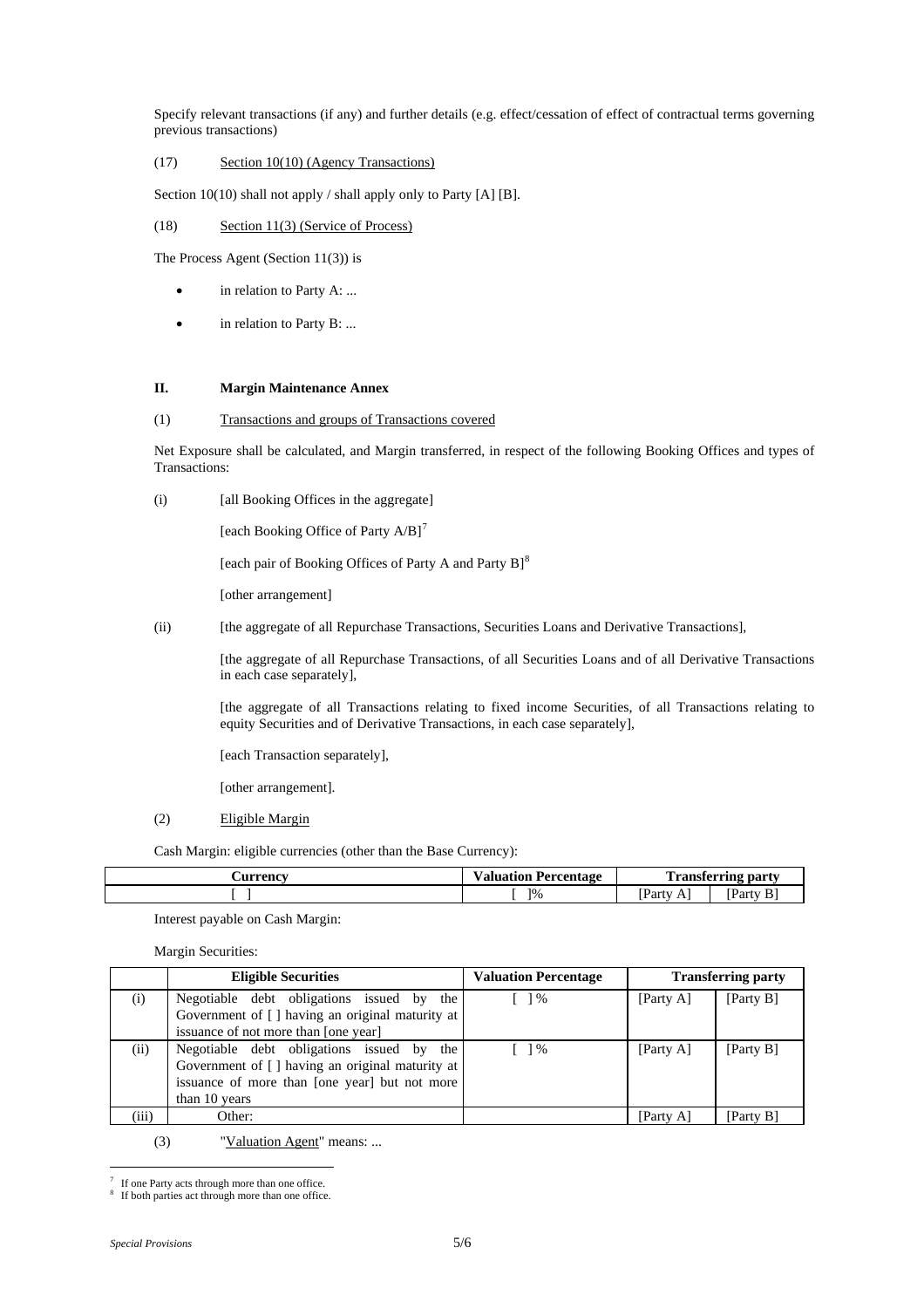Specify relevant transactions (if any) and further details (e.g. effect/cessation of effect of contractual terms governing previous transactions)

(17) Section 10(10) (Agency Transactions)

Section 10(10) shall not apply / shall apply only to Party [A] [B].

(18) Section 11(3) (Service of Process)

The Process Agent (Section 11(3)) is

- in relation to Party A: ...
- in relation to Party B: ...

### II. Margin Maintenance Annex

(1) Transactions and groups of Transactions covered

Net Exposure shall be calculated, and Margin transferred, in respect of the following Booking Offices and types of Transactions:

(i) [all Booking Offices in the aggregate]

[each Booking Office of Party A/B][7]

[each pair of Booking Offices of Party A and Party B][8]

[other arrangement]

(ii) [the aggregate of all Repurchase Transactions, Securities Loans and Derivative Transactions],

[the aggregate of all Repurchase Transactions, of all Securities Loans and of all Derivative Transactions in each case separately],

[the aggregate of all Transactions relating to fixed income Securities, of all Transactions relating to equity Securities and of Derivative Transactions, in each case separately],

[each Transaction separately],

[other arrangement].

(2) Eligible Margin

Cash Margin: eligible currencies (other than the Base Currency):

| Currency | Valuation Percentage | Transferring party | |
|---|---|---|---|
| [ ] | [ ]% | [Party A] | [Party B] |

Interest payable on Cash Margin:

Margin Securities:

| | Eligible Securities | Valuation Percentage | Transferring party | |
|---|---|---|---|---|
| (i) | Negotiable debt obligations issued by the Government of [ ] having an original maturity at issuance of not more than [one year] | [ ] % | [Party A] | [Party B] |
| (ii) | Negotiable debt obligations issued by the Government of [ ] having an original maturity at issuance of more than [one year] but not more than 10 years | [ ] % | [Party A] | [Party B] |
| (iii) | Other: | | [Party A] | [Party B] |

(3) "Valuation Agent" means: ...

---

[7] If one Party acts through more than one office.

[8] If both parties act through more than one office.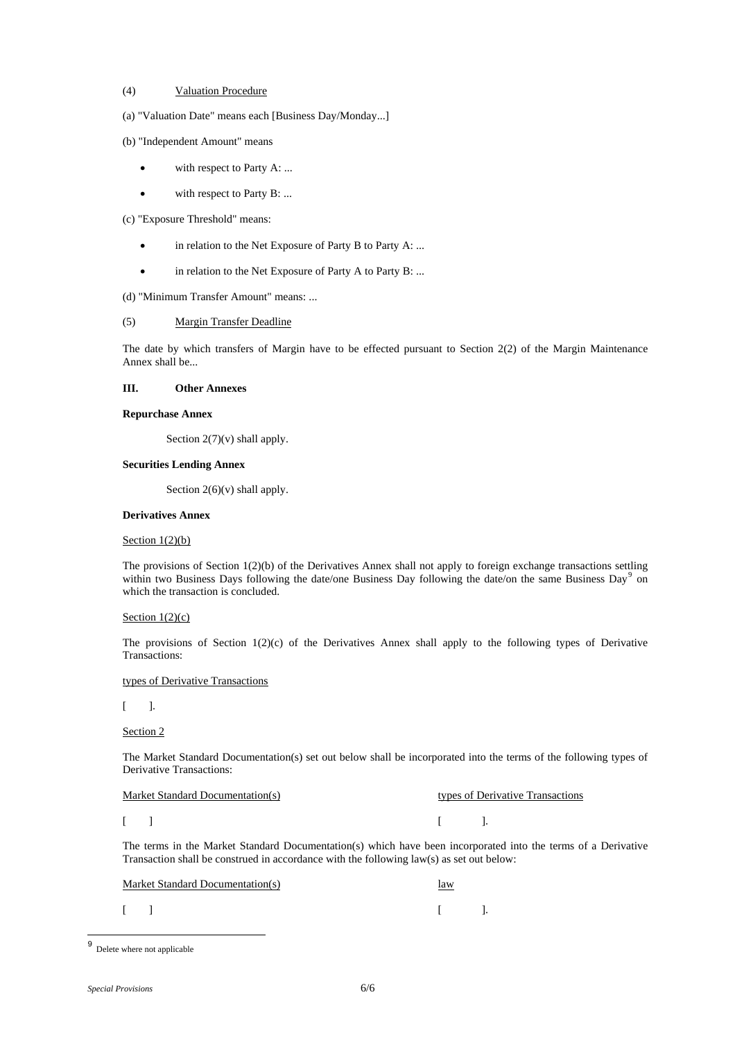(4) Valuation Procedure

(a) "Valuation Date" means each [Business Day/Monday...]

(b) "Independent Amount" means

- with respect to Party A: ...
- with respect to Party B: ...

(c) "Exposure Threshold" means:

- in relation to the Net Exposure of Party B to Party A: ...
- in relation to the Net Exposure of Party A to Party B: ...

(d) "Minimum Transfer Amount" means: ...

(5) Margin Transfer Deadline

The date by which transfers of Margin have to be effected pursuant to Section 2(2) of the Margin Maintenance Annex shall be...

**III. Other Annexes**

**Repurchase Annex**

Section 2(7)(v) shall apply.

**Securities Lending Annex**

Section 2(6)(v) shall apply.

**Derivatives Annex**

Section 1(2)(b)

The provisions of Section 1(2)(b) of the Derivatives Annex shall not apply to foreign exchange transactions settling within two Business Days following the date/one Business Day following the date/on the same Business Day[9] on which the transaction is concluded.

Section 1(2)(c)

The provisions of Section 1(2)(c) of the Derivatives Annex shall apply to the following types of Derivative Transactions:

types of Derivative Transactions

[ ].

Section 2

The Market Standard Documentation(s) set out below shall be incorporated into the terms of the following types of Derivative Transactions:

| Market Standard Documentation(s) | types of Derivative Transactions |
| --- | --- |
| [ ] | [ ]. |

The terms in the Market Standard Documentation(s) which have been incorporated into the terms of a Derivative Transaction shall be construed in accordance with the following law(s) as set out below:

| Market Standard Documentation(s) | law |
| --- | --- |
| [ ] | [ ]. |

[9] Delete where not applicable